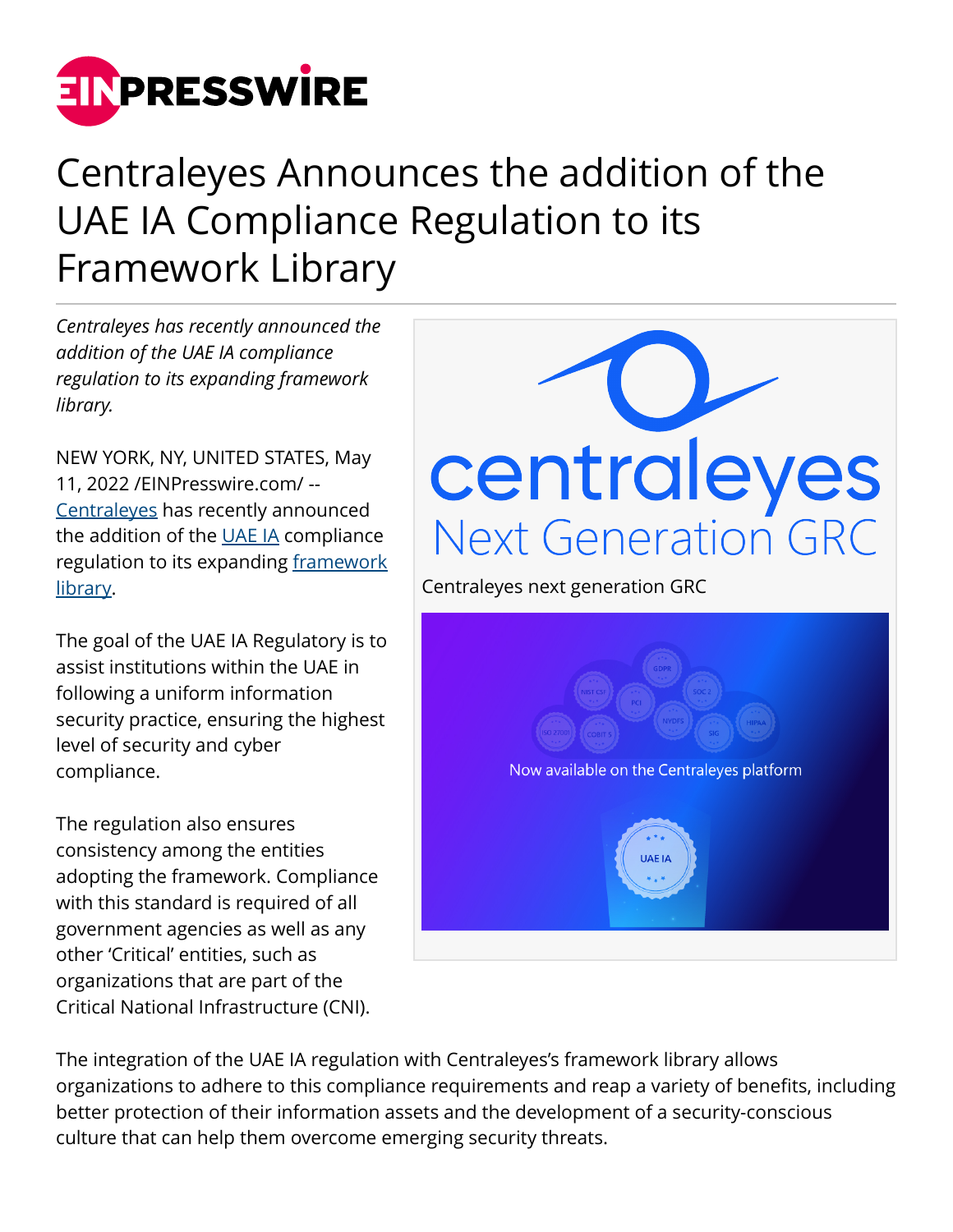# Centraleyes Announces the addition of the UAE IA Compliance Regulation to its Framework Library

*Centraleyes has recently announced the addition of the UAE IA compliance regulation to its expanding framework library.*

NEW YORK, NY, UNITED STATES, May 11, 2022 /EINPresswire.com/ -- Centraleyes has recently announced the addition of the UAE IA compliance regulation to its expanding framework library.

Centraleyes next generation GRC

The goal of the UAE IA Regulatory is to assist institutions within the UAE in following a uniform information security practice, ensuring the highest level of security and cyber compliance.

The regulation also ensures consistency among the entities adopting the framework. Compliance with this standard is required of all government agencies as well as any other 'Critical' entities, such as organizations that are part of the Critical National Infrastructure (CNI).

The integration of the UAE IA regulation with Centraleyes's framework library allows organizations to adhere to this compliance requirements and reap a variety of benefits, including better protection of their information assets and the development of a security-conscious culture that can help them overcome emerging security threats.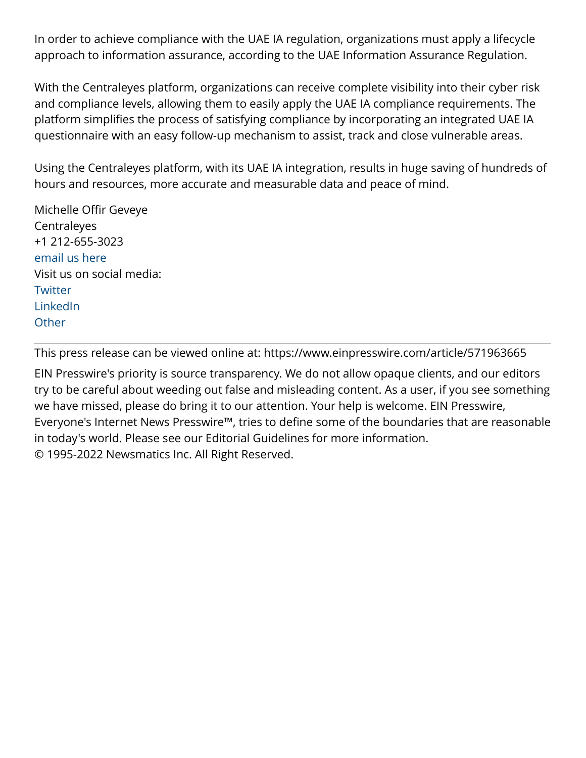In order to achieve compliance with the UAE IA regulation, organizations must apply a lifecycle approach to information assurance, according to the UAE Information Assurance Regulation.

With the Centraleyes platform, organizations can receive complete visibility into their cyber risk and compliance levels, allowing them to easily apply the UAE IA compliance requirements. The platform simplifies the process of satisfying compliance by incorporating an integrated UAE IA questionnaire with an easy follow-up mechanism to assist, track and close vulnerable areas.

Using the Centraleyes platform, with its UAE IA integration, results in huge saving of hundreds of hours and resources, more accurate and measurable data and peace of mind.

Michelle Offir Geveye
Centraleyes
+1 212-655-3023
email us here
Visit us on social media:
Twitter
LinkedIn
Other

---

This press release can be viewed online at: https://www.einpresswire.com/article/571963665

EIN Presswire's priority is source transparency. We do not allow opaque clients, and our editors try to be careful about weeding out false and misleading content. As a user, if you see something we have missed, please do bring it to our attention. Your help is welcome. EIN Presswire, Everyone's Internet News Presswire™, tries to define some of the boundaries that are reasonable in today's world. Please see our Editorial Guidelines for more information.
© 1995-2022 Newsmatics Inc. All Right Reserved.